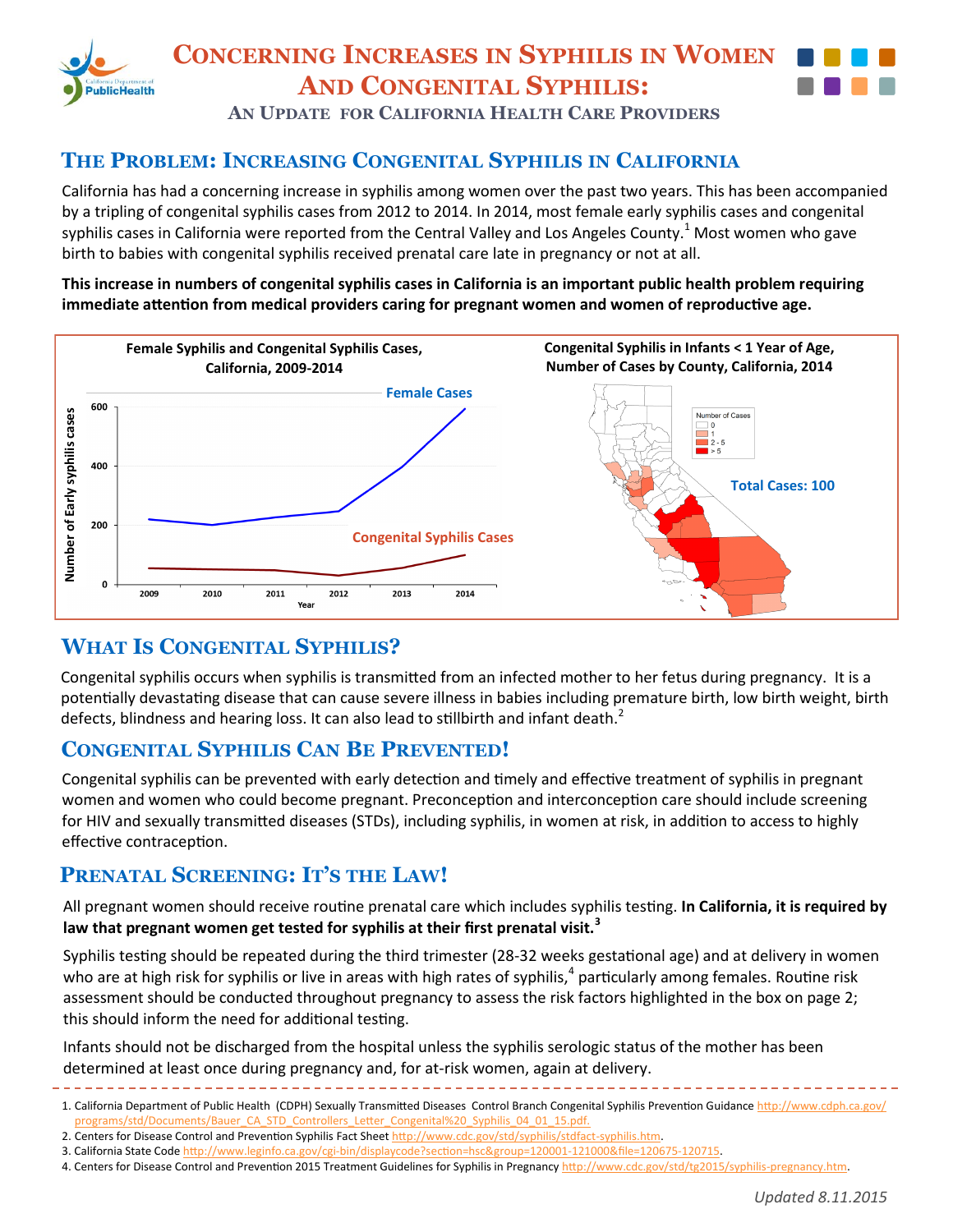# Concerning Increases in Syphilis in Women and Congenital Syphilis:

### An Update for California Health Care Providers

## The Problem: Increasing Congenital Syphilis in California

California has had a concerning increase in syphilis among women over the past two years. This has been accompanied by a tripling of congenital syphilis cases from 2012 to 2014. In 2014, most female early syphilis cases and congenital syphilis cases in California were reported from the Central Valley and Los Angeles County.[1] Most women who gave birth to babies with congenital syphilis received prenatal care late in pregnancy or not at all.

**This increase in numbers of congenital syphilis cases in California is an important public health problem requiring immediate attention from medical providers caring for pregnant women and women of reproductive age.**

**Female Syphilis and Congenital Syphilis Cases, California, 2009-2014**

Number of Early syphilis cases (0–600) by Year (2009–2014): Female Cases; Congenital Syphilis Cases

**Congenital Syphilis in Infants < 1 Year of Age, Number of Cases by County, California, 2014**

Number of Cases: 0; 1; 2 - 5; > 5

Total Cases: 100

## What Is Congenital Syphilis?

Congenital syphilis occurs when syphilis is transmitted from an infected mother to her fetus during pregnancy. It is a potentially devastating disease that can cause severe illness in babies including premature birth, low birth weight, birth defects, blindness and hearing loss. It can also lead to stillbirth and infant death.[2]

## Congenital Syphilis Can Be Prevented!

Congenital syphilis can be prevented with early detection and timely and effective treatment of syphilis in pregnant women and women who could become pregnant. Preconception and interconception care should include screening for HIV and sexually transmitted diseases (STDs), including syphilis, in women at risk, in addition to access to highly effective contraception.

## Prenatal Screening: It's the Law!

All pregnant women should receive routine prenatal care which includes syphilis testing. **In California, it is required by law that pregnant women get tested for syphilis at their first prenatal visit.[3]**

Syphilis testing should be repeated during the third trimester (28-32 weeks gestational age) and at delivery in women who are at high risk for syphilis or live in areas with high rates of syphilis,[4] particularly among females. Routine risk assessment should be conducted throughout pregnancy to assess the risk factors highlighted in the box on page 2; this should inform the need for additional testing.

Infants should not be discharged from the hospital unless the syphilis serologic status of the mother has been determined at least once during pregnancy and, for at-risk women, again at delivery.

---

1. California Department of Public Health (CDPH) Sexually Transmitted Diseases Control Branch Congenital Syphilis Prevention Guidance http://www.cdph.ca.gov/programs/std/Documents/Bauer_CA_STD_Controllers_Letter_Congenital%20_Syphilis_04_01_15.pdf.
2. Centers for Disease Control and Prevention Syphilis Fact Sheet http://www.cdc.gov/std/syphilis/stdfact-syphilis.htm.
3. California State Code http://www.leginfo.ca.gov/cgi-bin/displaycode?section=hsc&group=120001-121000&file=120675-120715.
4. Centers for Disease Control and Prevention 2015 Treatment Guidelines for Syphilis in Pregnancy http://www.cdc.gov/std/tg2015/syphilis-pregnancy.htm.

*Updated 8.11.2015*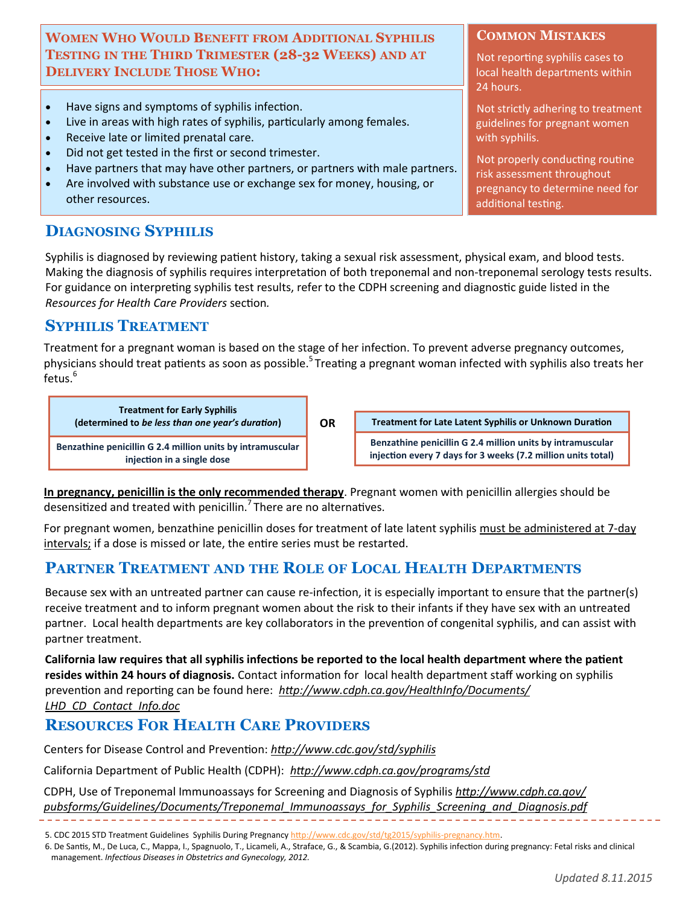## Women Who Would Benefit from Additional Syphilis Testing in the Third Trimester (28-32 Weeks) and at Delivery Include Those Who:

- Have signs and symptoms of syphilis infection.
- Live in areas with high rates of syphilis, particularly among females.
- Receive late or limited prenatal care.
- Did not get tested in the first or second trimester.
- Have partners that may have other partners, or partners with male partners.
- Are involved with substance use or exchange sex for money, housing, or other resources.

### Common Mistakes

Not reporting syphilis cases to local health departments within 24 hours.

Not strictly adhering to treatment guidelines for pregnant women with syphilis.

Not properly conducting routine risk assessment throughout pregnancy to determine need for additional testing.

## Diagnosing Syphilis

Syphilis is diagnosed by reviewing patient history, taking a sexual risk assessment, physical exam, and blood tests. Making the diagnosis of syphilis requires interpretation of both treponemal and non-treponemal serology tests results. For guidance on interpreting syphilis test results, refer to the CDPH screening and diagnostic guide listed in the *Resources for Health Care Providers* section.

## Syphilis Treatment

Treatment for a pregnant woman is based on the stage of her infection. To prevent adverse pregnancy outcomes, physicians should treat patients as soon as possible.[5] Treating a pregnant woman infected with syphilis also treats her fetus.[6]

| **Treatment for Early Syphilis (determined to *be less than one year's duration*)** |
|---|
| **Benzathine penicillin G 2.4 million units by intramuscular injection in a single dose** |

**OR**

| **Treatment for Late Latent Syphilis or Unknown Duration** |
|---|
| **Benzathine penicillin G 2.4 million units by intramuscular injection every 7 days for 3 weeks (7.2 million units total)** |

**In pregnancy, penicillin is the only recommended therapy**. Pregnant women with penicillin allergies should be desensitized and treated with penicillin.[7] There are no alternatives.

For pregnant women, benzathine penicillin doses for treatment of late latent syphilis must be administered at 7-day intervals; if a dose is missed or late, the entire series must be restarted.

## Partner Treatment and the Role of Local Health Departments

Because sex with an untreated partner can cause re-infection, it is especially important to ensure that the partner(s) receive treatment and to inform pregnant women about the risk to their infants if they have sex with an untreated partner. Local health departments are key collaborators in the prevention of congenital syphilis, and can assist with partner treatment.

**California law requires that all syphilis infections be reported to the local health department where the patient resides within 24 hours of diagnosis.** Contact information for local health department staff working on syphilis prevention and reporting can be found here: *http://www.cdph.ca.gov/HealthInfo/Documents/LHD_CD_Contact_Info.doc*

## Resources For Health Care Providers

Centers for Disease Control and Prevention: *http://www.cdc.gov/std/syphilis*

California Department of Public Health (CDPH): *http://www.cdph.ca.gov/programs/std*

CDPH, Use of Treponemal Immunoassays for Screening and Diagnosis of Syphilis *http://www.cdph.ca.gov/pubsforms/Guidelines/Documents/Treponemal_Immunoassays_for_Syphilis_Screening_and_Diagnosis.pdf*

---

5. CDC 2015 STD Treatment Guidelines Syphilis During Pregnancy http://www.cdc.gov/std/tg2015/syphilis-pregnancy.htm.
6. De Santis, M., De Luca, C., Mappa, I., Spagnuolo, T., Licameli, A., Straface, G., & Scambia, G.(2012). Syphilis infection during pregnancy: Fetal risks and clinical management. *Infectious Diseases in Obstetrics and Gynecology, 2012.*

*Updated 8.11.2015*